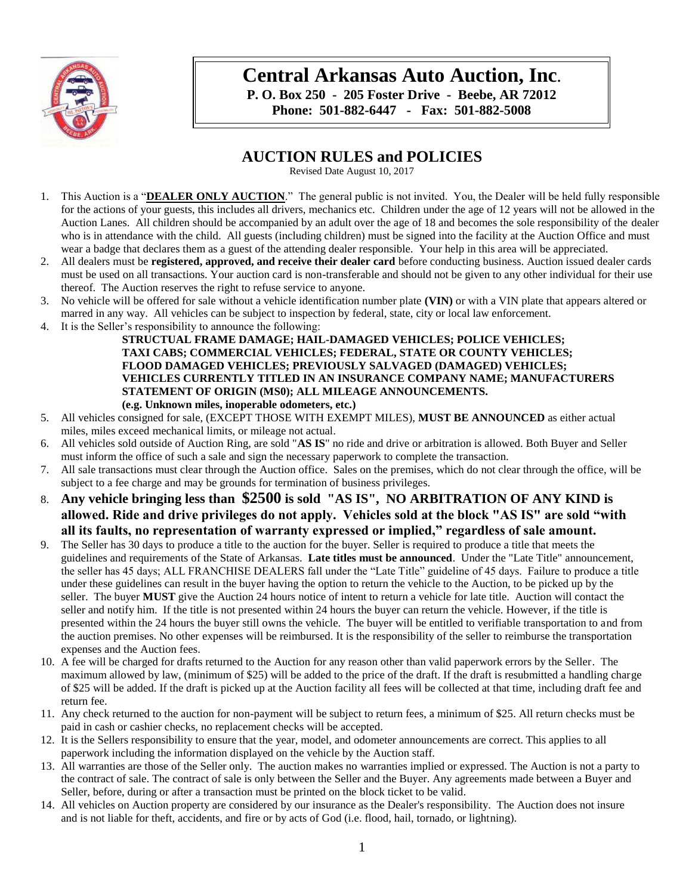# Central Arkansas Auto Auction, Inc.

**P. O. Box 250 - 205 Foster Drive - Beebe, AR 72012**
**Phone: 501-882-6447 - Fax: 501-882-5008**

## AUCTION RULES and POLICIES

Revised Date August 10, 2017

1. This Auction is a "**DEALER ONLY AUCTION**." The general public is not invited. You, the Dealer will be held fully responsible for the actions of your guests, this includes all drivers, mechanics etc. Children under the age of 12 years will not be allowed in the Auction Lanes. All children should be accompanied by an adult over the age of 18 and becomes the sole responsibility of the dealer who is in attendance with the child. All guests (including children) must be signed into the facility at the Auction Office and must wear a badge that declares them as a guest of the attending dealer responsible. Your help in this area will be appreciated.
2. All dealers must be **registered, approved, and receive their dealer card** before conducting business. Auction issued dealer cards must be used on all transactions. Your auction card is non-transferable and should not be given to any other individual for their use thereof. The Auction reserves the right to refuse service to anyone.
3. No vehicle will be offered for sale without a vehicle identification number plate **(VIN)** or with a VIN plate that appears altered or marred in any way. All vehicles can be subject to inspection by federal, state, city or local law enforcement.
4. It is the Seller's responsibility to announce the following:

   **STRUCTURAL FRAME DAMAGE; HAIL-DAMAGED VEHICLES; POLICE VEHICLES; TAXI CABS; COMMERCIAL VEHICLES; FEDERAL, STATE OR COUNTY VEHICLES; FLOOD DAMAGED VEHICLES; PREVIOUSLY SALVAGED (DAMAGED) VEHICLES; VEHICLES CURRENTLY TITLED IN AN INSURANCE COMPANY NAME; MANUFACTURERS STATEMENT OF ORIGIN (MS0); ALL MILEAGE ANNOUNCEMENTS. (e.g. Unknown miles, inoperable odometers, etc.)**
5. All vehicles consigned for sale, (EXCEPT THOSE WITH EXEMPT MILES), **MUST BE ANNOUNCED** as either actual miles, miles exceed mechanical limits, or mileage not actual.
6. All vehicles sold outside of Auction Ring, are sold "**AS IS**" no ride and drive or arbitration is allowed. Both Buyer and Seller must inform the office of such a sale and sign the necessary paperwork to complete the transaction.
7. All sale transactions must clear through the Auction office. Sales on the premises, which do not clear through the office, will be subject to a fee charge and may be grounds for termination of business privileges.
8. **Any vehicle bringing less than $2500 is sold "AS IS", NO ARBITRATION OF ANY KIND is allowed. Ride and drive privileges do not apply. Vehicles sold at the block "AS IS" are sold "with all its faults, no representation of warranty expressed or implied," regardless of sale amount.**
9. The Seller has 30 days to produce a title to the auction for the buyer. Seller is required to produce a title that meets the guidelines and requirements of the State of Arkansas. **Late titles must be announced**. Under the "Late Title" announcement, the seller has 45 days; ALL FRANCHISE DEALERS fall under the "Late Title" guideline of 45 days. Failure to produce a title under these guidelines can result in the buyer having the option to return the vehicle to the Auction, to be picked up by the seller. The buyer **MUST** give the Auction 24 hours notice of intent to return a vehicle for late title. Auction will contact the seller and notify him. If the title is not presented within 24 hours the buyer can return the vehicle. However, if the title is presented within the 24 hours the buyer still owns the vehicle. The buyer will be entitled to verifiable transportation to and from the auction premises. No other expenses will be reimbursed. It is the responsibility of the seller to reimburse the transportation expenses and the Auction fees.
10. A fee will be charged for drafts returned to the Auction for any reason other than valid paperwork errors by the Seller. The maximum allowed by law, (minimum of $25) will be added to the price of the draft. If the draft is resubmitted a handling charge of $25 will be added. If the draft is picked up at the Auction facility all fees will be collected at that time, including draft fee and return fee.
11. Any check returned to the auction for non-payment will be subject to return fees, a minimum of $25. All return checks must be paid in cash or cashier checks, no replacement checks will be accepted.
12. It is the Sellers responsibility to ensure that the year, model, and odometer announcements are correct. This applies to all paperwork including the information displayed on the vehicle by the Auction staff.
13. All warranties are those of the Seller only. The auction makes no warranties implied or expressed. The Auction is not a party to the contract of sale. The contract of sale is only between the Seller and the Buyer. Any agreements made between a Buyer and Seller, before, during or after a transaction must be printed on the block ticket to be valid.
14. All vehicles on Auction property are considered by our insurance as the Dealer's responsibility. The Auction does not insure and is not liable for theft, accidents, and fire or by acts of God (i.e. flood, hail, tornado, or lightning).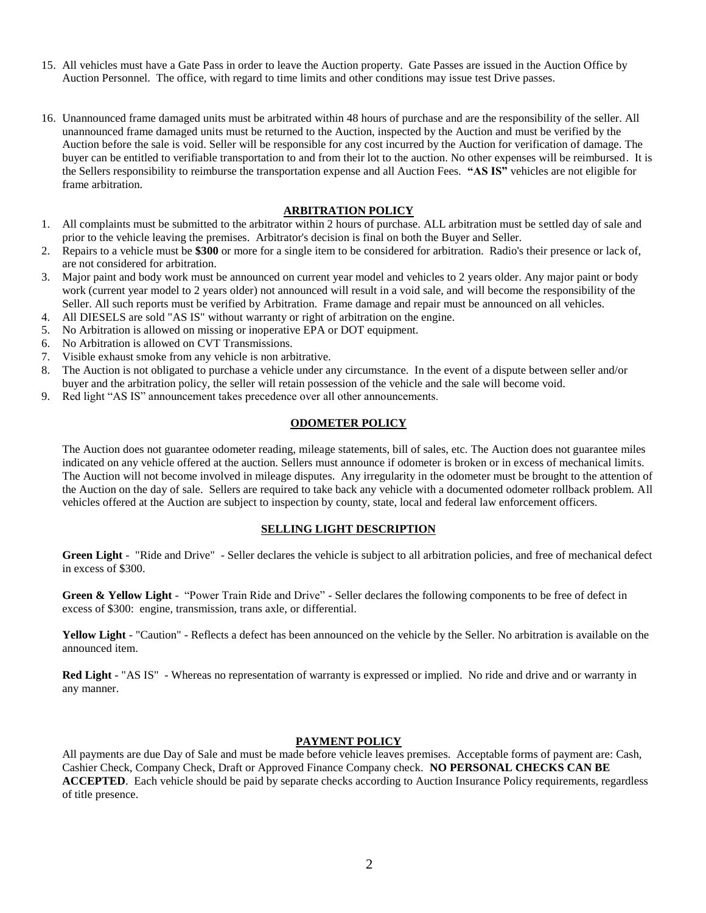15. All vehicles must have a Gate Pass in order to leave the Auction property. Gate Passes are issued in the Auction Office by Auction Personnel. The office, with regard to time limits and other conditions may issue test Drive passes.

16. Unannounced frame damaged units must be arbitrated within 48 hours of purchase and are the responsibility of the seller. All unannounced frame damaged units must be returned to the Auction, inspected by the Auction and must be verified by the Auction before the sale is void. Seller will be responsible for any cost incurred by the Auction for verification of damage. The buyer can be entitled to verifiable transportation to and from their lot to the auction. No other expenses will be reimbursed. It is the Sellers responsibility to reimburse the transportation expense and all Auction Fees. **"AS IS"** vehicles are not eligible for frame arbitration.

## ARBITRATION POLICY

1. All complaints must be submitted to the arbitrator within 2 hours of purchase. ALL arbitration must be settled day of sale and prior to the vehicle leaving the premises. Arbitrator's decision is final on both the Buyer and Seller.
2. Repairs to a vehicle must be **$300** or more for a single item to be considered for arbitration. Radio's their presence or lack of, are not considered for arbitration.
3. Major paint and body work must be announced on current year model and vehicles to 2 years older. Any major paint or body work (current year model to 2 years older) not announced will result in a void sale, and will become the responsibility of the Seller. All such reports must be verified by Arbitration. Frame damage and repair must be announced on all vehicles.
4. All DIESELS are sold "AS IS" without warranty or right of arbitration on the engine.
5. No Arbitration is allowed on missing or inoperative EPA or DOT equipment.
6. No Arbitration is allowed on CVT Transmissions.
7. Visible exhaust smoke from any vehicle is non arbitrative.
8. The Auction is not obligated to purchase a vehicle under any circumstance. In the event of a dispute between seller and/or buyer and the arbitration policy, the seller will retain possession of the vehicle and the sale will become void.
9. Red light "AS IS" announcement takes precedence over all other announcements.

## ODOMETER POLICY

The Auction does not guarantee odometer reading, mileage statements, bill of sales, etc. The Auction does not guarantee miles indicated on any vehicle offered at the auction. Sellers must announce if odometer is broken or in excess of mechanical limits. The Auction will not become involved in mileage disputes. Any irregularity in the odometer must be brought to the attention of the Auction on the day of sale. Sellers are required to take back any vehicle with a documented odometer rollback problem. All vehicles offered at the Auction are subject to inspection by county, state, local and federal law enforcement officers.

## SELLING LIGHT DESCRIPTION

**Green Light** - "Ride and Drive" - Seller declares the vehicle is subject to all arbitration policies, and free of mechanical defect in excess of $300.

**Green & Yellow Light** - "Power Train Ride and Drive" - Seller declares the following components to be free of defect in excess of $300: engine, transmission, trans axle, or differential.

**Yellow Light** - "Caution" - Reflects a defect has been announced on the vehicle by the Seller. No arbitration is available on the announced item.

**Red Light** - "AS IS" - Whereas no representation of warranty is expressed or implied. No ride and drive and or warranty in any manner.

## PAYMENT POLICY

All payments are due Day of Sale and must be made before vehicle leaves premises. Acceptable forms of payment are: Cash, Cashier Check, Company Check, Draft or Approved Finance Company check. **NO PERSONAL CHECKS CAN BE ACCEPTED**. Each vehicle should be paid by separate checks according to Auction Insurance Policy requirements, regardless of title presence.